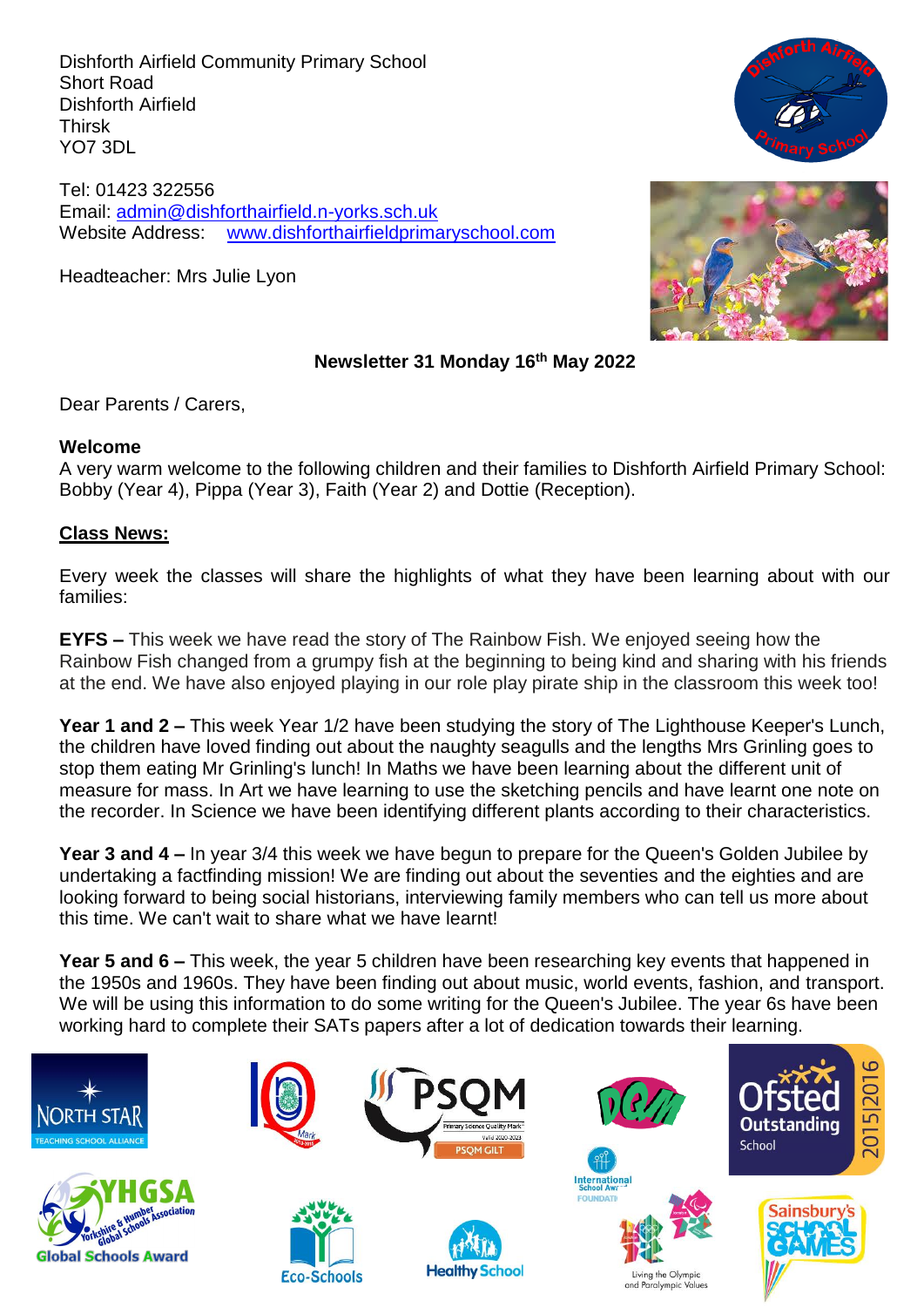Dishforth Airfield Community Primary School
Short Road
Dishforth Airfield
Thirsk
YO7 3DL

Tel: 01423 322556
Email: admin@dishforthairfield.n-yorks.sch.uk
Website Address: www.dishforthairfieldprimaryschool.com

Headteacher: Mrs Julie Lyon

**Newsletter 31 Monday 16th May 2022**

Dear Parents / Carers,

**Welcome**

A very warm welcome to the following children and their families to Dishforth Airfield Primary School: Bobby (Year 4), Pippa (Year 3), Faith (Year 2) and Dottie (Reception).

**Class News:**

Every week the classes will share the highlights of what they have been learning about with our families:

**EYFS –** This week we have read the story of The Rainbow Fish. We enjoyed seeing how the Rainbow Fish changed from a grumpy fish at the beginning to being kind and sharing with his friends at the end. We have also enjoyed playing in our role play pirate ship in the classroom this week too!

**Year 1 and 2 –** This week Year 1/2 have been studying the story of The Lighthouse Keeper's Lunch, the children have loved finding out about the naughty seagulls and the lengths Mrs Grinling goes to stop them eating Mr Grinling's lunch! In Maths we have been learning about the different unit of measure for mass. In Art we have learning to use the sketching pencils and have learnt one note on the recorder. In Science we have been identifying different plants according to their characteristics.

**Year 3 and 4 –** In year 3/4 this week we have begun to prepare for the Queen's Golden Jubilee by undertaking a factfinding mission! We are finding out about the seventies and the eighties and are looking forward to being social historians, interviewing family members who can tell us more about this time. We can't wait to share what we have learnt!

**Year 5 and 6 –** This week, the year 5 children have been researching key events that happened in the 1950s and 1960s. They have been finding out about music, world events, fashion, and transport. We will be using this information to do some writing for the Queen's Jubilee. The year 6s have been working hard to complete their SATs papers after a lot of dedication towards their learning.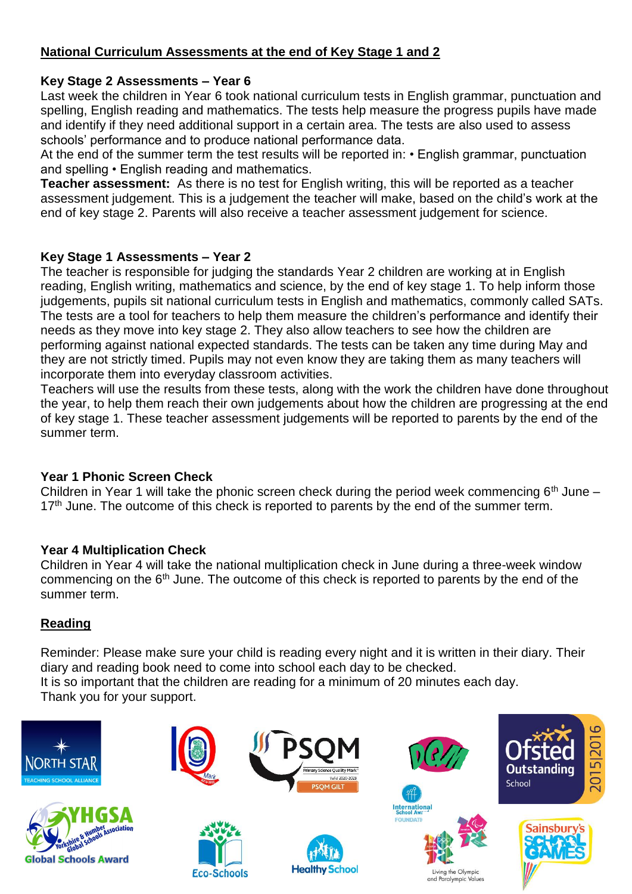## National Curriculum Assessments at the end of Key Stage 1 and 2

### Key Stage 2 Assessments – Year 6

Last week the children in Year 6 took national curriculum tests in English grammar, punctuation and spelling, English reading and mathematics. The tests help measure the progress pupils have made and identify if they need additional support in a certain area. The tests are also used to assess schools' performance and to produce national performance data.

At the end of the summer term the test results will be reported in: • English grammar, punctuation and spelling • English reading and mathematics.

**Teacher assessment:** As there is no test for English writing, this will be reported as a teacher assessment judgement. This is a judgement the teacher will make, based on the child's work at the end of key stage 2. Parents will also receive a teacher assessment judgement for science.

### Key Stage 1 Assessments – Year 2

The teacher is responsible for judging the standards Year 2 children are working at in English reading, English writing, mathematics and science, by the end of key stage 1. To help inform those judgements, pupils sit national curriculum tests in English and mathematics, commonly called SATs. The tests are a tool for teachers to help them measure the children's performance and identify their needs as they move into key stage 2. They also allow teachers to see how the children are performing against national expected standards. The tests can be taken any time during May and they are not strictly timed. Pupils may not even know they are taking them as many teachers will incorporate them into everyday classroom activities.

Teachers will use the results from these tests, along with the work the children have done throughout the year, to help them reach their own judgements about how the children are progressing at the end of key stage 1. These teacher assessment judgements will be reported to parents by the end of the summer term.

### Year 1 Phonic Screen Check

Children in Year 1 will take the phonic screen check during the period week commencing 6th June – 17th June. The outcome of this check is reported to parents by the end of the summer term.

### Year 4 Multiplication Check

Children in Year 4 will take the national multiplication check in June during a three-week window commencing on the 6th June. The outcome of this check is reported to parents by the end of the summer term.

## Reading

Reminder: Please make sure your child is reading every night and it is written in their diary. Their diary and reading book need to come into school each day to be checked.

It is so important that the children are reading for a minimum of 20 minutes each day.

Thank you for your support.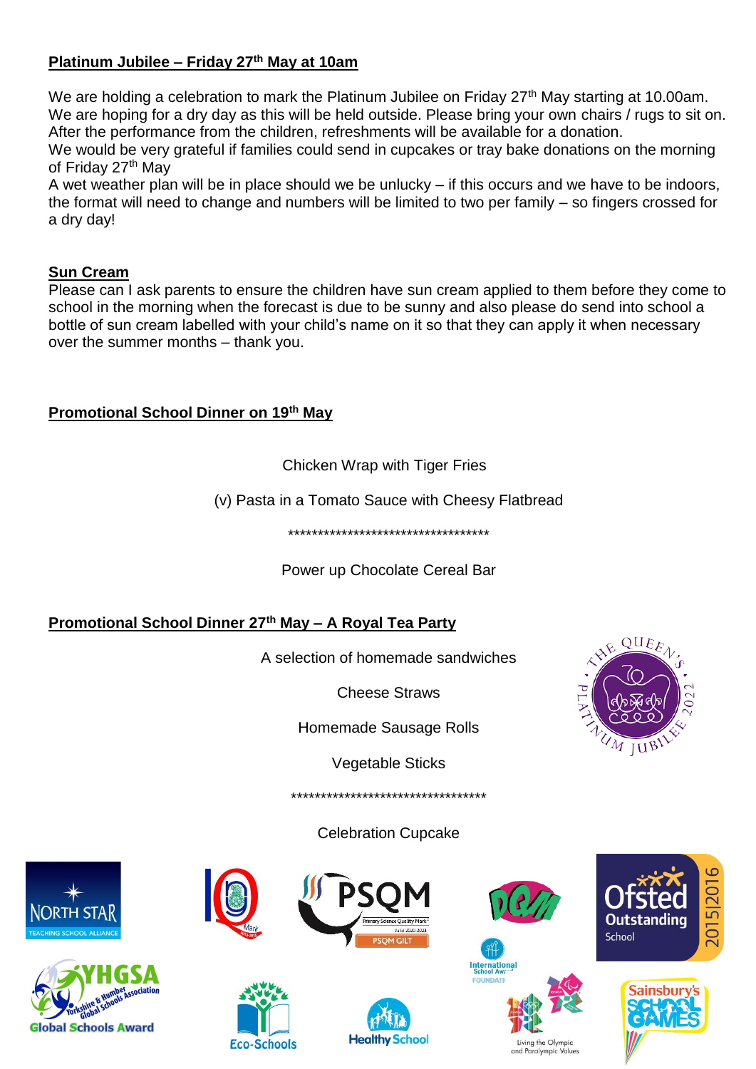## Platinum Jubilee – Friday 27th May at 10am

We are holding a celebration to mark the Platinum Jubilee on Friday 27th May starting at 10.00am. We are hoping for a dry day as this will be held outside. Please bring your own chairs / rugs to sit on. After the performance from the children, refreshments will be available for a donation.
We would be very grateful if families could send in cupcakes or tray bake donations on the morning of Friday 27th May
A wet weather plan will be in place should we be unlucky – if this occurs and we have to be indoors, the format will need to change and numbers will be limited to two per family – so fingers crossed for a dry day!

## Sun Cream

Please can I ask parents to ensure the children have sun cream applied to them before they come to school in the morning when the forecast is due to be sunny and also please do send into school a bottle of sun cream labelled with your child's name on it so that they can apply it when necessary over the summer months – thank you.

## Promotional School Dinner on 19th May

Chicken Wrap with Tiger Fries

(v) Pasta in a Tomato Sauce with Cheesy Flatbread

***********************************

Power up Chocolate Cereal Bar

## Promotional School Dinner 27th May – A Royal Tea Party

A selection of homemade sandwiches

Cheese Straws

Homemade Sausage Rolls

Vegetable Sticks

**********************************

Celebration Cupcake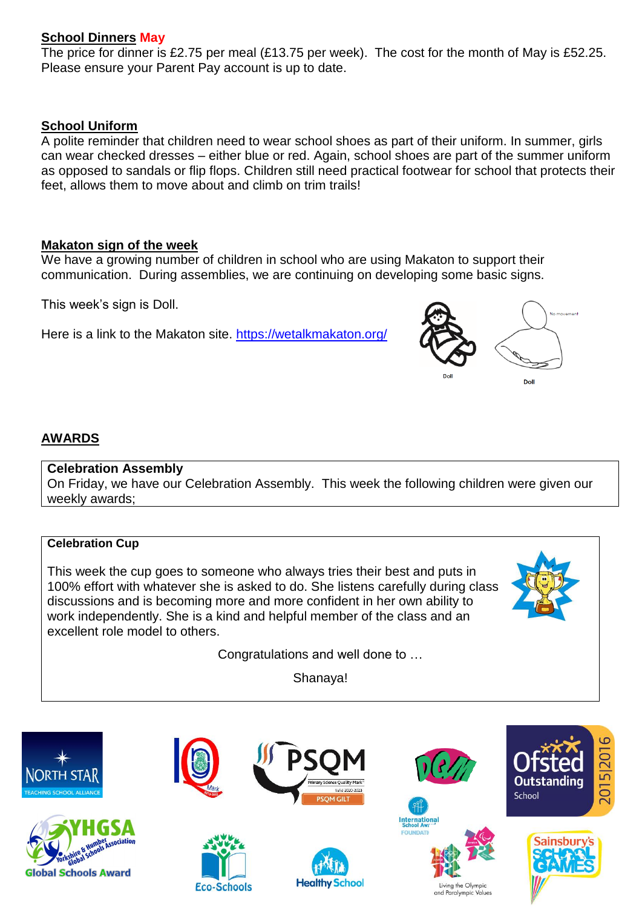## School Dinners May

The price for dinner is £2.75 per meal (£13.75 per week). The cost for the month of May is £52.25. Please ensure your Parent Pay account is up to date.

## School Uniform

A polite reminder that children need to wear school shoes as part of their uniform. In summer, girls can wear checked dresses – either blue or red. Again, school shoes are part of the summer uniform as opposed to sandals or flip flops. Children still need practical footwear for school that protects their feet, allows them to move about and climb on trim trails!

## Makaton sign of the week

We have a growing number of children in school who are using Makaton to support their communication. During assemblies, we are continuing on developing some basic signs.

This week's sign is Doll.

Here is a link to the Makaton site. https://wetalkmakaton.org/

Doll

No movement

Doll

## AWARDS

**Celebration Assembly**

On Friday, we have our Celebration Assembly. This week the following children were given our weekly awards;

**Celebration Cup**

This week the cup goes to someone who always tries their best and puts in 100% effort with whatever she is asked to do. She listens carefully during class discussions and is becoming more and more confident in her own ability to work independently. She is a kind and helpful member of the class and an excellent role model to others.

Congratulations and well done to …

Shanaya!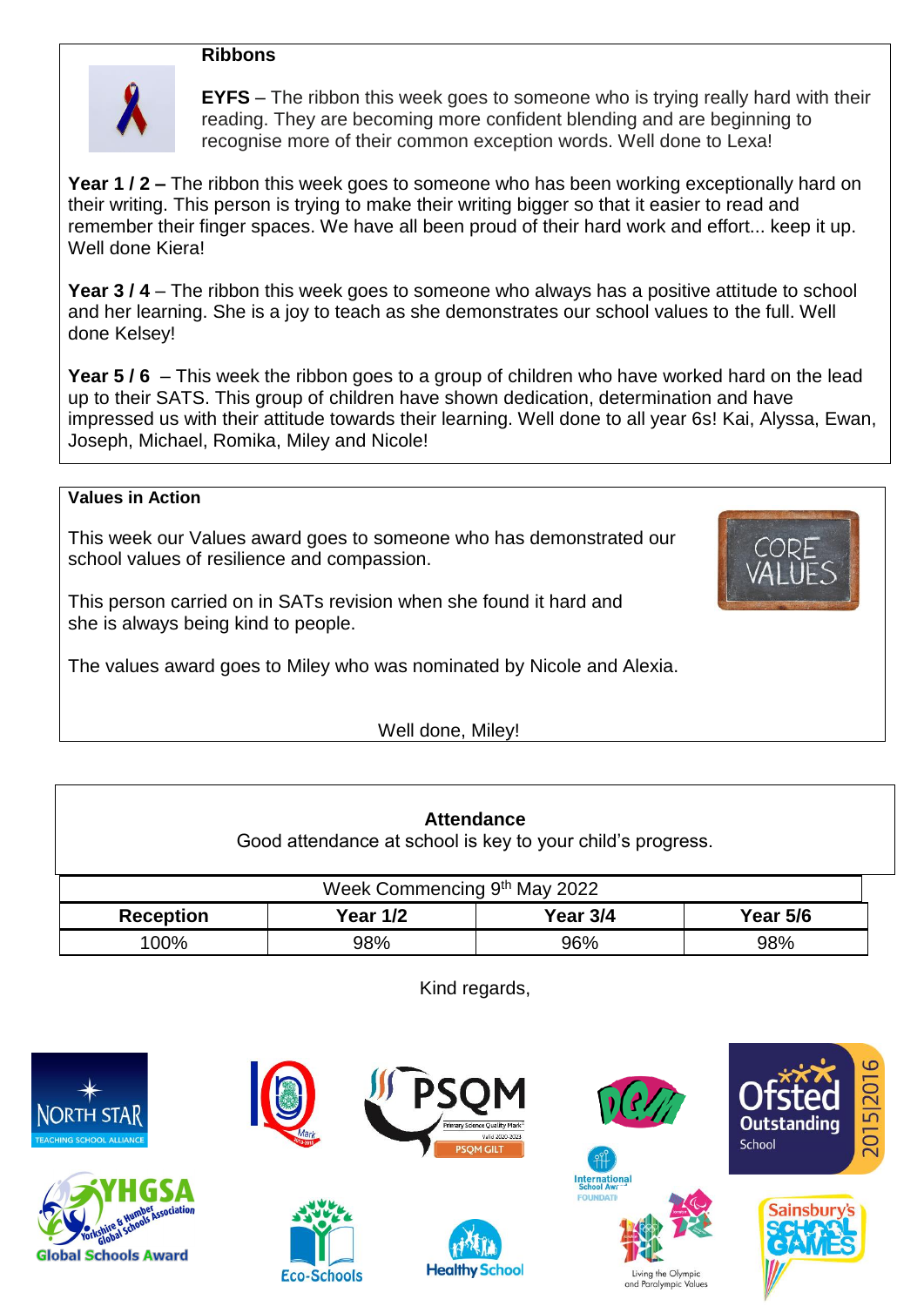## Ribbons

**EYFS** – The ribbon this week goes to someone who is trying really hard with their reading. They are becoming more confident blending and are beginning to recognise more of their common exception words. Well done to Lexa!

**Year 1 / 2 –** The ribbon this week goes to someone who has been working exceptionally hard on their writing. This person is trying to make their writing bigger so that it easier to read and remember their finger spaces. We have all been proud of their hard work and effort... keep it up. Well done Kiera!

**Year 3 / 4** – The ribbon this week goes to someone who always has a positive attitude to school and her learning. She is a joy to teach as she demonstrates our school values to the full. Well done Kelsey!

**Year 5 / 6** – This week the ribbon goes to a group of children who have worked hard on the lead up to their SATS. This group of children have shown dedication, determination and have impressed us with their attitude towards their learning. Well done to all year 6s! Kai, Alyssa, Ewan, Joseph, Michael, Romika, Miley and Nicole!

## Values in Action

This week our Values award goes to someone who has demonstrated our school values of resilience and compassion.

This person carried on in SATs revision when she found it hard and she is always being kind to people.

The values award goes to Miley who was nominated by Nicole and Alexia.

Well done, Miley!

## Attendance

Good attendance at school is key to your child's progress.

| Week Commencing 9th May 2022 | | | |
|---|---|---|---|
| **Reception** | **Year 1/2** | **Year 3/4** | **Year 5/6** |
| 100% | 98% | 96% | 98% |

Kind regards,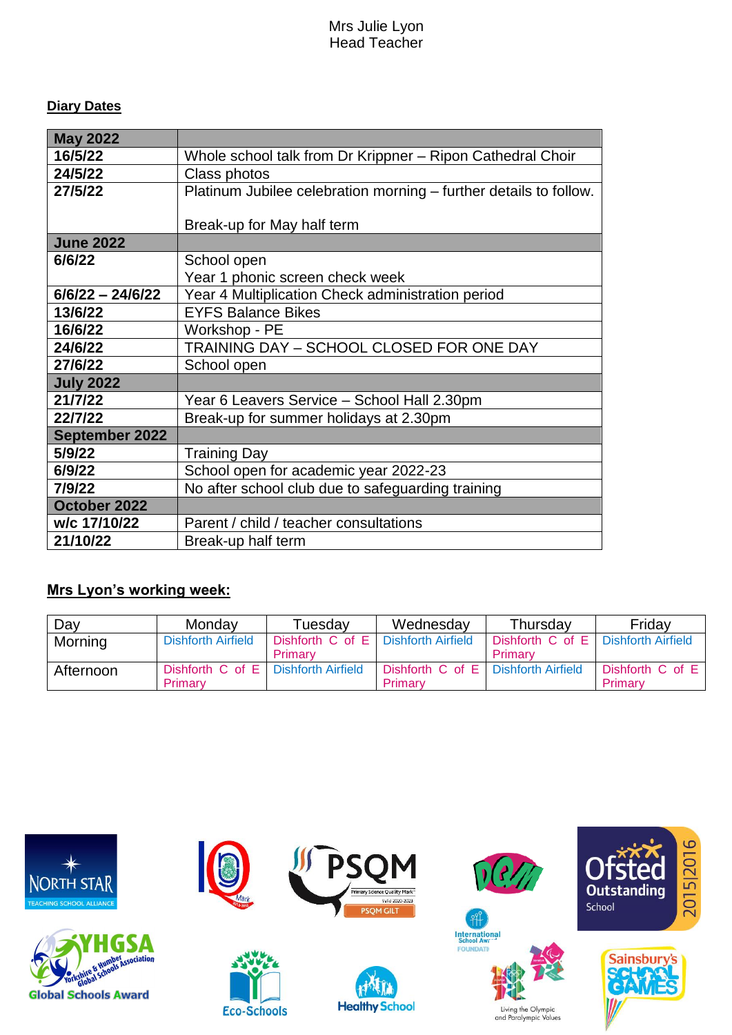Mrs Julie Lyon
Head Teacher

**Diary Dates**

| May 2022 | |
|---|---|
| 16/5/22 | Whole school talk from Dr Krippner – Ripon Cathedral Choir |
| 24/5/22 | Class photos |
| 27/5/22 | Platinum Jubilee celebration morning – further details to follow.<br><br>Break-up for May half term |
| **June 2022** | |
| 6/6/22 | School open<br>Year 1 phonic screen check week |
| 6/6/22 – 24/6/22 | Year 4 Multiplication Check administration period |
| 13/6/22 | EYFS Balance Bikes |
| 16/6/22 | Workshop - PE |
| 24/6/22 | TRAINING DAY – SCHOOL CLOSED FOR ONE DAY |
| 27/6/22 | School open |
| **July 2022** | |
| 21/7/22 | Year 6 Leavers Service – School Hall 2.30pm |
| 22/7/22 | Break-up for summer holidays at 2.30pm |
| **September 2022** | |
| 5/9/22 | Training Day |
| 6/9/22 | School open for academic year 2022-23 |
| 7/9/22 | No after school club due to safeguarding training |
| **October 2022** | |
| w/c 17/10/22 | Parent / child / teacher consultations |
| 21/10/22 | Break-up half term |

**Mrs Lyon's working week:**

| Day | Monday | Tuesday | Wednesday | Thursday | Friday |
|---|---|---|---|---|---|
| Morning | Dishforth Airfield | Dishforth C of E Primary | Dishforth Airfield | Dishforth C of E Primary | Dishforth Airfield |
| Afternoon | Dishforth C of E Primary | Dishforth Airfield | Dishforth C of E Primary | Dishforth Airfield | Dishforth C of E Primary |